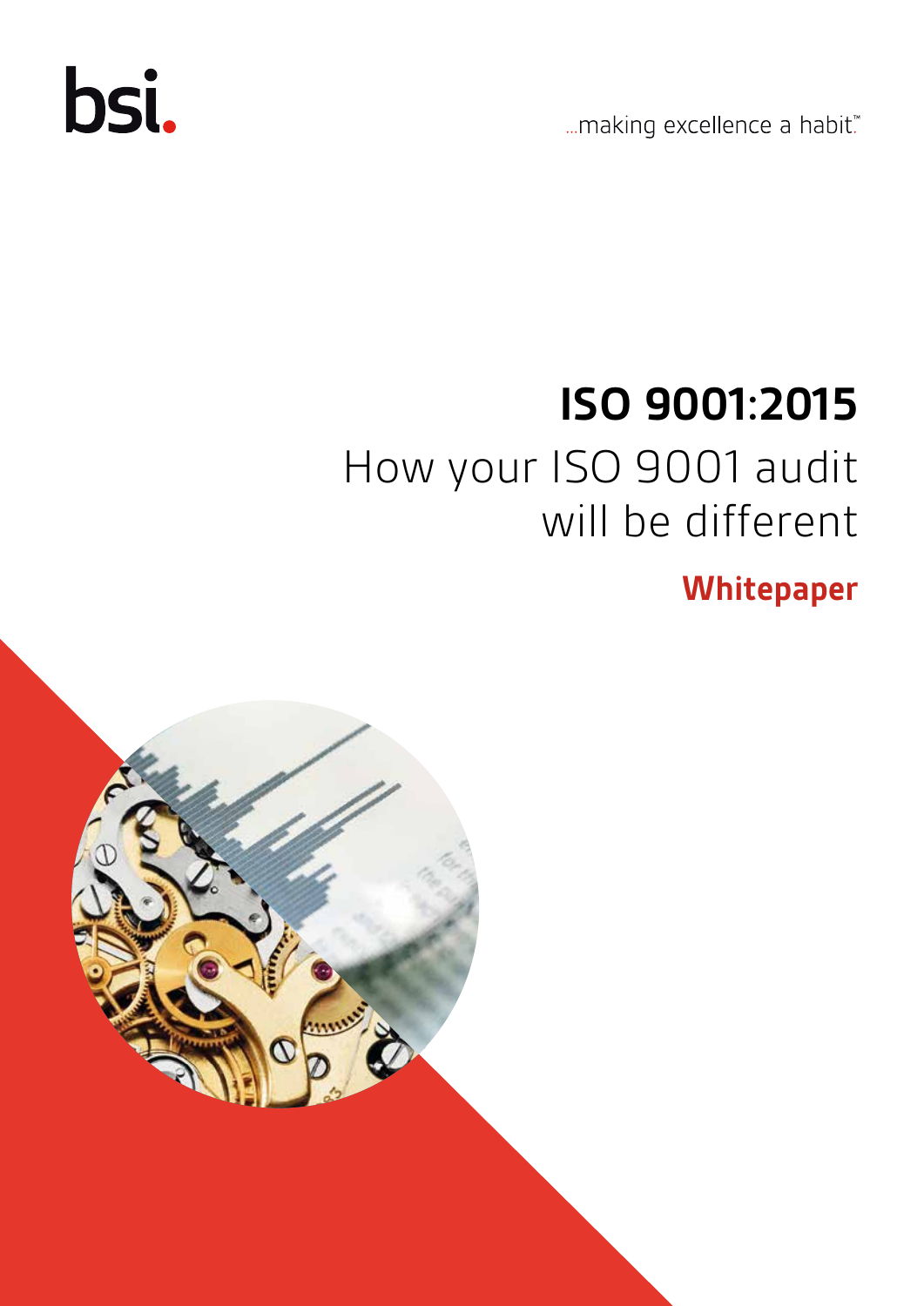bsi.

...making excellence a habit.™

# ISO 9001:2015

## How your ISO 9001 audit will be different

**Whitepaper**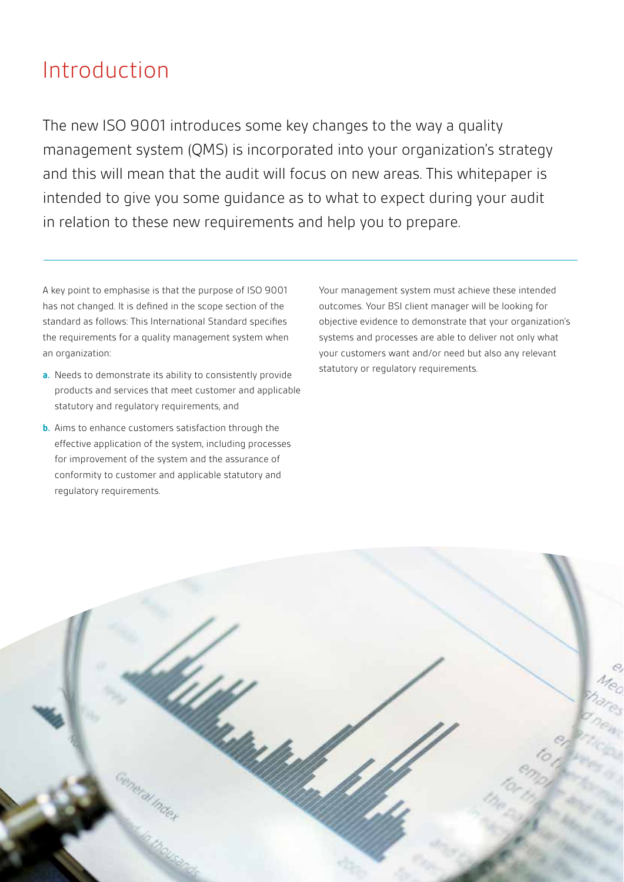# Introduction

The new ISO 9001 introduces some key changes to the way a quality management system (QMS) is incorporated into your organization's strategy and this will mean that the audit will focus on new areas. This whitepaper is intended to give you some guidance as to what to expect during your audit in relation to these new requirements and help you to prepare.

A key point to emphasise is that the purpose of ISO 9001 has not changed. It is defined in the scope section of the standard as follows: This International Standard specifies the requirements for a quality management system when an organization:

**a.** Needs to demonstrate its ability to consistently provide products and services that meet customer and applicable statutory and regulatory requirements, and

**b.** Aims to enhance customers satisfaction through the effective application of the system, including processes for improvement of the system and the assurance of conformity to customer and applicable statutory and regulatory requirements.

Your management system must achieve these intended outcomes. Your BSI client manager will be looking for objective evidence to demonstrate that your organization's systems and processes are able to deliver not only what your customers want and/or need but also any relevant statutory or regulatory requirements.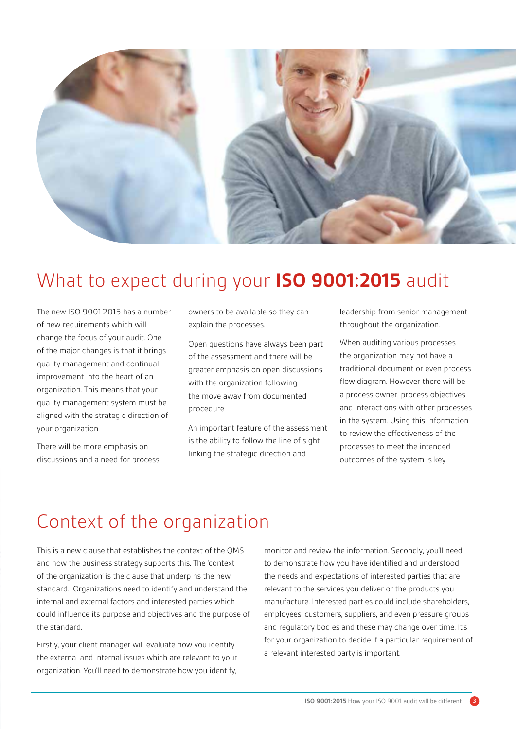# What to expect during your **ISO 9001:2015** audit

The new ISO 9001:2015 has a number of new requirements which will change the focus of your audit. One of the major changes is that it brings quality management and continual improvement into the heart of an organization. This means that your quality management system must be aligned with the strategic direction of your organization.

There will be more emphasis on discussions and a need for process owners to be available so they can explain the processes.

Open questions have always been part of the assessment and there will be greater emphasis on open discussions with the organization following the move away from documented procedure.

An important feature of the assessment is the ability to follow the line of sight linking the strategic direction and leadership from senior management throughout the organization.

When auditing various processes the organization may not have a traditional document or even process flow diagram. However there will be a process owner, process objectives and interactions with other processes in the system. Using this information to review the effectiveness of the processes to meet the intended outcomes of the system is key.

# Context of the organization

This is a new clause that establishes the context of the QMS and how the business strategy supports this. The 'context of the organization' is the clause that underpins the new standard. Organizations need to identify and understand the internal and external factors and interested parties which could influence its purpose and objectives and the purpose of the standard.

Firstly, your client manager will evaluate how you identify the external and internal issues which are relevant to your organization. You'll need to demonstrate how you identify, monitor and review the information. Secondly, you'll need to demonstrate how you have identified and understood the needs and expectations of interested parties that are relevant to the services you deliver or the products you manufacture. Interested parties could include shareholders, employees, customers, suppliers, and even pressure groups and regulatory bodies and these may change over time. It's for your organization to decide if a particular requirement of a relevant interested party is important.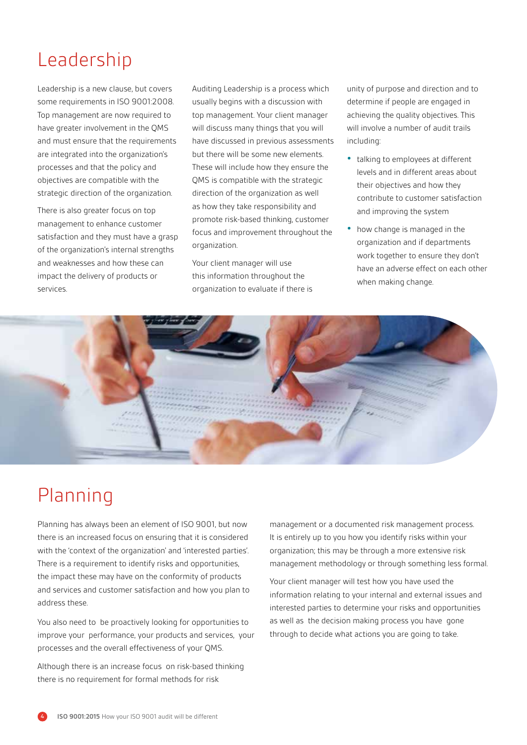# Leadership

Leadership is a new clause, but covers some requirements in ISO 9001:2008. Top management are now required to have greater involvement in the QMS and must ensure that the requirements are integrated into the organization's processes and that the policy and objectives are compatible with the strategic direction of the organization.

There is also greater focus on top management to enhance customer satisfaction and they must have a grasp of the organization's internal strengths and weaknesses and how these can impact the delivery of products or services.

Auditing Leadership is a process which usually begins with a discussion with top management. Your client manager will discuss many things that you will have discussed in previous assessments but there will be some new elements. These will include how they ensure the QMS is compatible with the strategic direction of the organization as well as how they take responsibility and promote risk-based thinking, customer focus and improvement throughout the organization.

Your client manager will use this information throughout the organization to evaluate if there is unity of purpose and direction and to determine if people are engaged in achieving the quality objectives. This will involve a number of audit trails including:

- talking to employees at different levels and in different areas about their objectives and how they contribute to customer satisfaction and improving the system
- how change is managed in the organization and if departments work together to ensure they don't have an adverse effect on each other when making change.

# Planning

Planning has always been an element of ISO 9001, but now there is an increased focus on ensuring that it is considered with the 'context of the organization' and 'interested parties'. There is a requirement to identify risks and opportunities, the impact these may have on the conformity of products and services and customer satisfaction and how you plan to address these.

You also need to be proactively looking for opportunities to improve your performance, your products and services, your processes and the overall effectiveness of your QMS.

Although there is an increase focus on risk-based thinking there is no requirement for formal methods for risk management or a documented risk management process. It is entirely up to you how you identify risks within your organization; this may be through a more extensive risk management methodology or through something less formal.

Your client manager will test how you have used the information relating to your internal and external issues and interested parties to determine your risks and opportunities as well as the decision making process you have gone through to decide what actions you are going to take.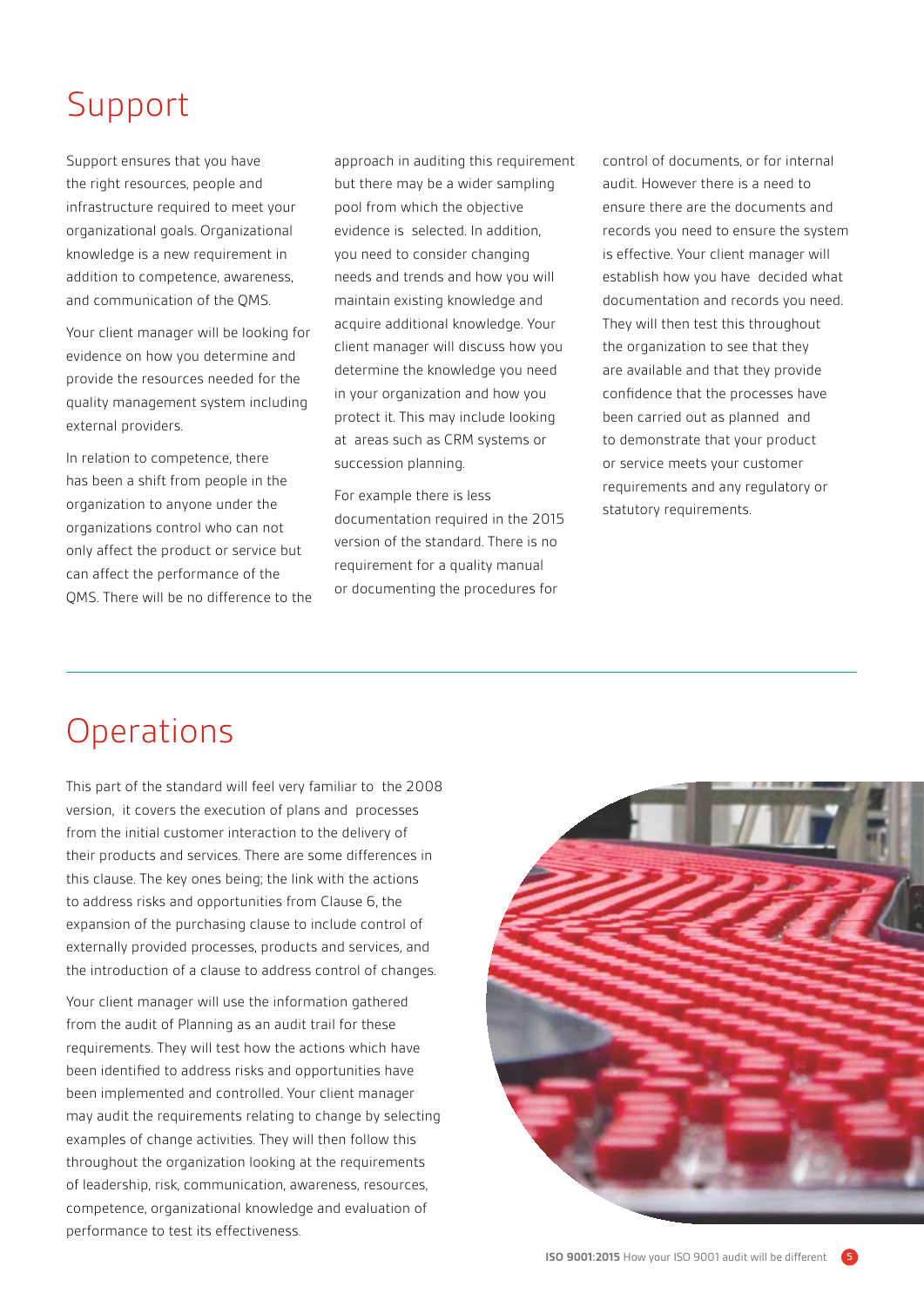# Support

Support ensures that you have the right resources, people and infrastructure required to meet your organizational goals. Organizational knowledge is a new requirement in addition to competence, awareness, and communication of the QMS.

Your client manager will be looking for evidence on how you determine and provide the resources needed for the quality management system including external providers.

In relation to competence, there has been a shift from people in the organization to anyone under the organizations control who can not only affect the product or service but can affect the performance of the QMS. There will be no difference to the approach in auditing this requirement but there may be a wider sampling pool from which the objective evidence is selected. In addition, you need to consider changing needs and trends and how you will maintain existing knowledge and acquire additional knowledge. Your client manager will discuss how you determine the knowledge you need in your organization and how you protect it. This may include looking at areas such as CRM systems or succession planning.

For example there is less documentation required in the 2015 version of the standard. There is no requirement for a quality manual or documenting the procedures for control of documents, or for internal audit. However there is a need to ensure there are the documents and records you need to ensure the system is effective. Your client manager will establish how you have decided what documentation and records you need. They will then test this throughout the organization to see that they are available and that they provide confidence that the processes have been carried out as planned and to demonstrate that your product or service meets your customer requirements and any regulatory or statutory requirements.

# Operations

This part of the standard will feel very familiar to the 2008 version, it covers the execution of plans and processes from the initial customer interaction to the delivery of their products and services. There are some differences in this clause. The key ones being; the link with the actions to address risks and opportunities from Clause 6, the expansion of the purchasing clause to include control of externally provided processes, products and services, and the introduction of a clause to address control of changes.

Your client manager will use the information gathered from the audit of Planning as an audit trail for these requirements. They will test how the actions which have been identified to address risks and opportunities have been implemented and controlled. Your client manager may audit the requirements relating to change by selecting examples of change activities. They will then follow this throughout the organization looking at the requirements of leadership, risk, communication, awareness, resources, competence, organizational knowledge and evaluation of performance to test its effectiveness.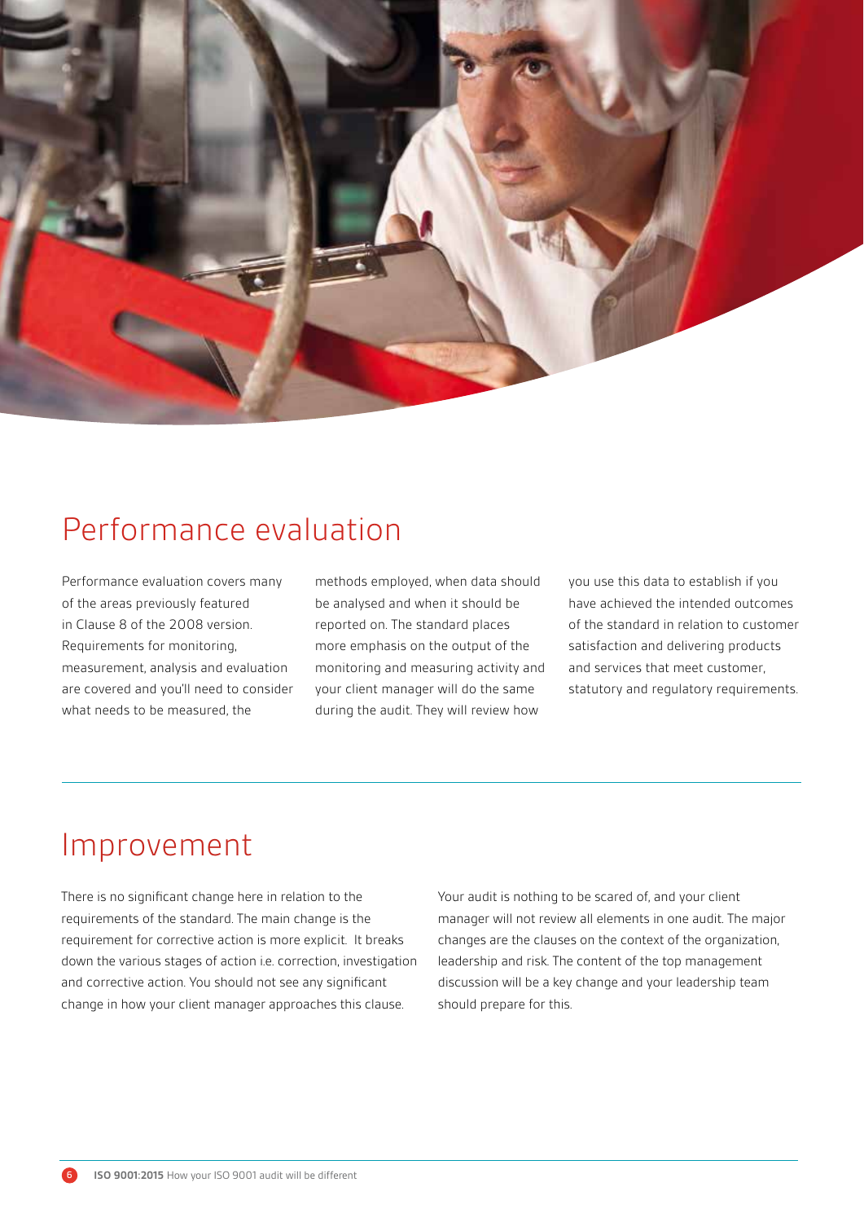## Performance evaluation

Performance evaluation covers many of the areas previously featured in Clause 8 of the 2008 version. Requirements for monitoring, measurement, analysis and evaluation are covered and you'll need to consider what needs to be measured, the methods employed, when data should be analysed and when it should be reported on. The standard places more emphasis on the output of the monitoring and measuring activity and your client manager will do the same during the audit. They will review how you use this data to establish if you have achieved the intended outcomes of the standard in relation to customer satisfaction and delivering products and services that meet customer, statutory and regulatory requirements.

## Improvement

There is no significant change here in relation to the requirements of the standard. The main change is the requirement for corrective action is more explicit. It breaks down the various stages of action i.e. correction, investigation and corrective action. You should not see any significant change in how your client manager approaches this clause.

Your audit is nothing to be scared of, and your client manager will not review all elements in one audit. The major changes are the clauses on the context of the organization, leadership and risk. The content of the top management discussion will be a key change and your leadership team should prepare for this.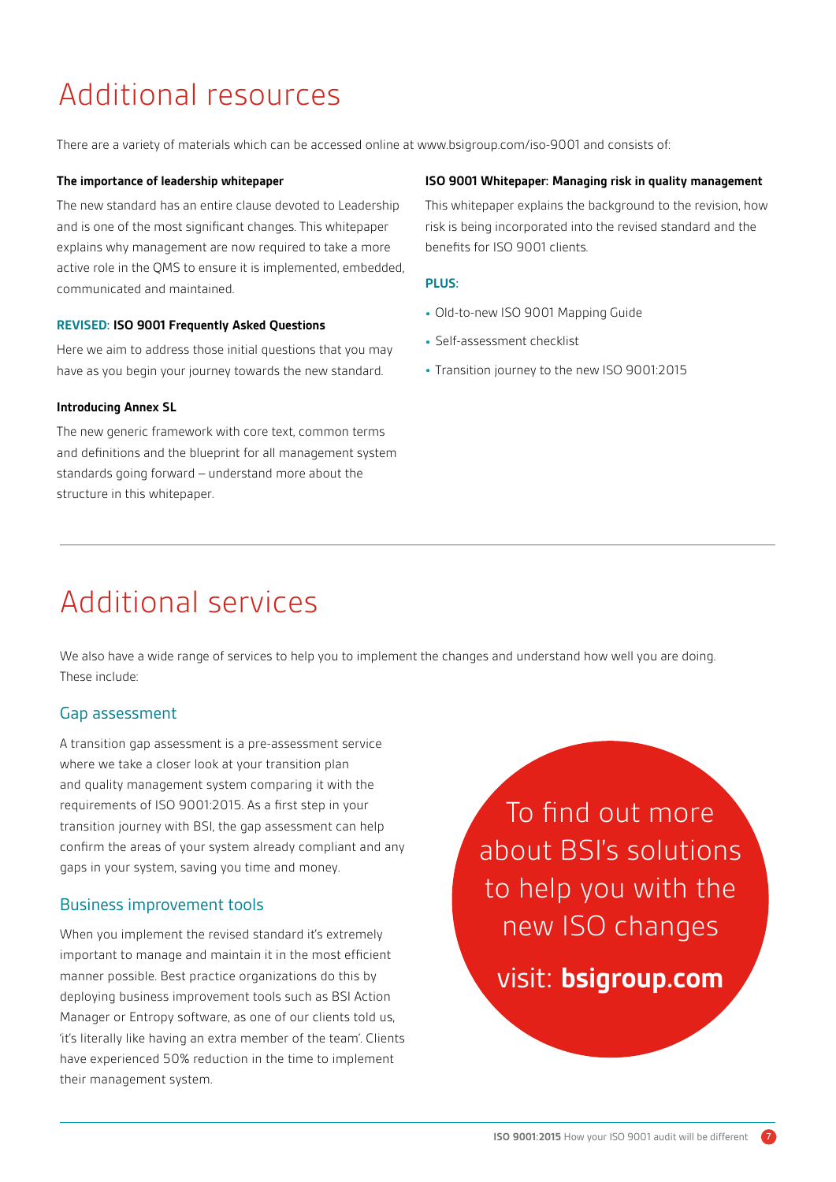# Additional resources

There are a variety of materials which can be accessed online at www.bsigroup.com/iso-9001 and consists of:

**The importance of leadership whitepaper**

The new standard has an entire clause devoted to Leadership and is one of the most significant changes. This whitepaper explains why management are now required to take a more active role in the QMS to ensure it is implemented, embedded, communicated and maintained.

**REVISED: ISO 9001 Frequently Asked Questions**

Here we aim to address those initial questions that you may have as you begin your journey towards the new standard.

**Introducing Annex SL**

The new generic framework with core text, common terms and definitions and the blueprint for all management system standards going forward – understand more about the structure in this whitepaper.

**ISO 9001 Whitepaper: Managing risk in quality management**

This whitepaper explains the background to the revision, how risk is being incorporated into the revised standard and the benefits for ISO 9001 clients.

**PLUS:**

- Old-to-new ISO 9001 Mapping Guide
- Self-assessment checklist
- Transition journey to the new ISO 9001:2015

# Additional services

We also have a wide range of services to help you to implement the changes and understand how well you are doing. These include:

## Gap assessment

A transition gap assessment is a pre-assessment service where we take a closer look at your transition plan and quality management system comparing it with the requirements of ISO 9001:2015. As a first step in your transition journey with BSI, the gap assessment can help confirm the areas of your system already compliant and any gaps in your system, saving you time and money.

## Business improvement tools

When you implement the revised standard it's extremely important to manage and maintain it in the most efficient manner possible. Best practice organizations do this by deploying business improvement tools such as BSI Action Manager or Entropy software, as one of our clients told us, 'it's literally like having an extra member of the team'. Clients have experienced 50% reduction in the time to implement their management system.

To find out more about BSI's solutions to help you with the new ISO changes

visit: **bsigroup.com**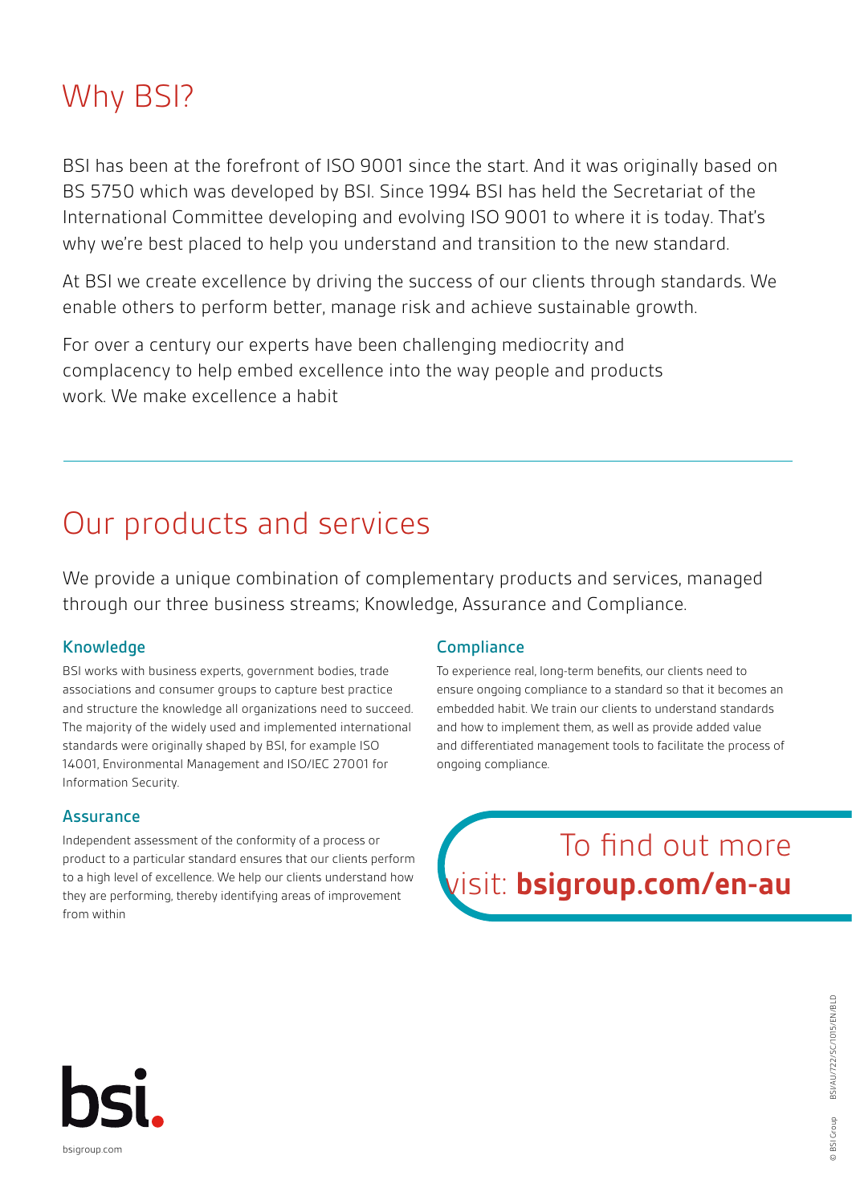# Why BSI?

BSI has been at the forefront of ISO 9001 since the start. And it was originally based on BS 5750 which was developed by BSI. Since 1994 BSI has held the Secretariat of the International Committee developing and evolving ISO 9001 to where it is today. That's why we're best placed to help you understand and transition to the new standard.

At BSI we create excellence by driving the success of our clients through standards. We enable others to perform better, manage risk and achieve sustainable growth.

For over a century our experts have been challenging mediocrity and complacency to help embed excellence into the way people and products work. We make excellence a habit

# Our products and services

We provide a unique combination of complementary products and services, managed through our three business streams; Knowledge, Assurance and Compliance.

### Knowledge

BSI works with business experts, government bodies, trade associations and consumer groups to capture best practice and structure the knowledge all organizations need to succeed. The majority of the widely used and implemented international standards were originally shaped by BSI, for example ISO 14001, Environmental Management and ISO/IEC 27001 for Information Security.

### Assurance

Independent assessment of the conformity of a process or product to a particular standard ensures that our clients perform to a high level of excellence. We help our clients understand how they are performing, thereby identifying areas of improvement from within

### Compliance

To experience real, long-term benefits, our clients need to ensure ongoing compliance to a standard so that it becomes an embedded habit. We train our clients to understand standards and how to implement them, as well as provide added value and differentiated management tools to facilitate the process of ongoing compliance.

To find out more visit: **bsigroup.com/en-au**

bsi.

bsigroup.com

© BSI Group BSI/AU/722/SC/1015/EN/BLD